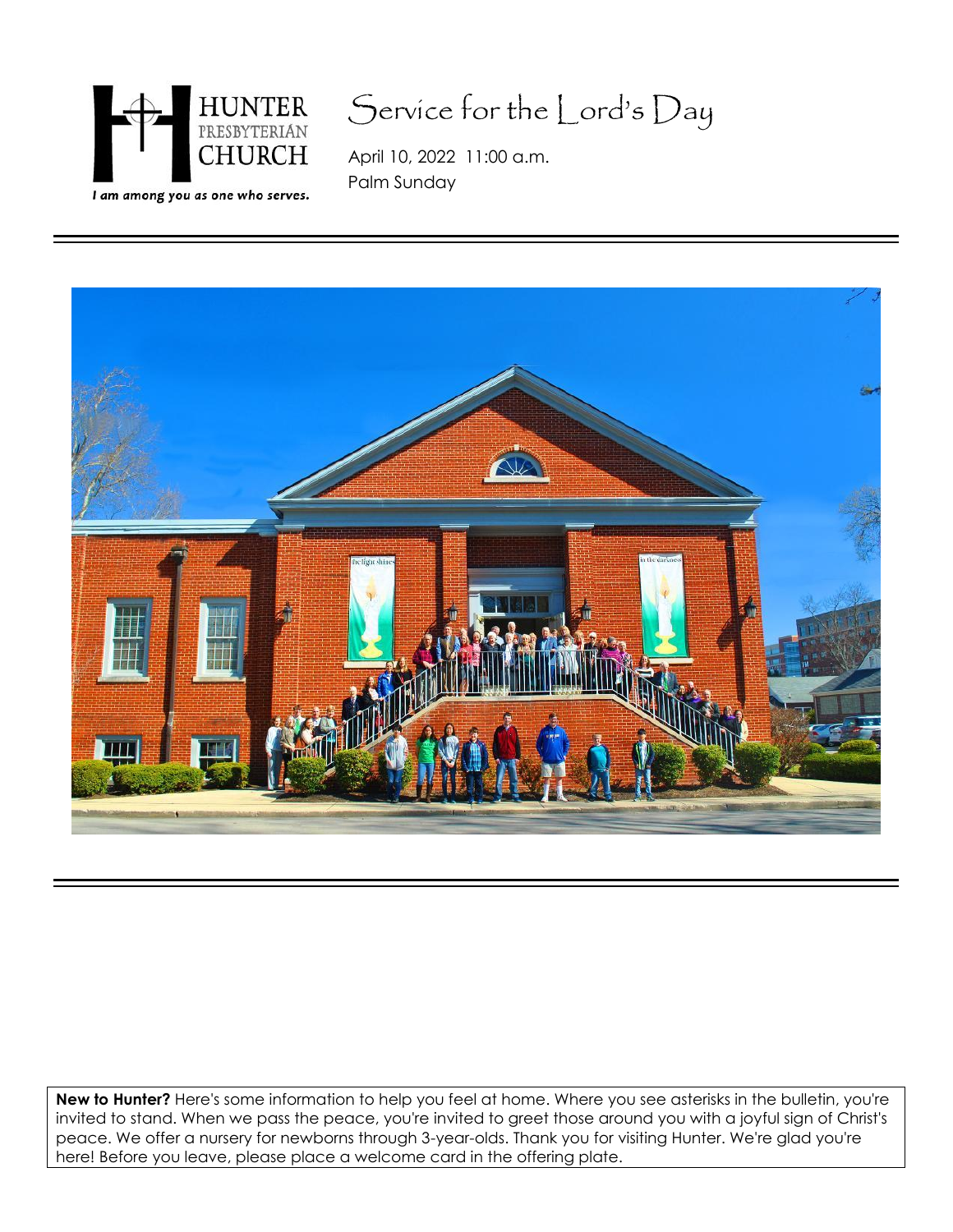HUNTER PRESBYTERIAN CHURCH

*I am among you as one who serves.*

# Service for the Lord's Day

April 10, 2022 11:00 a.m.
Palm Sunday

---

---

**New to Hunter?** Here's some information to help you feel at home. Where you see asterisks in the bulletin, you're invited to stand. When we pass the peace, you're invited to greet those around you with a joyful sign of Christ's peace. We offer a nursery for newborns through 3-year-olds. Thank you for visiting Hunter. We're glad you're here! Before you leave, please place a welcome card in the offering plate.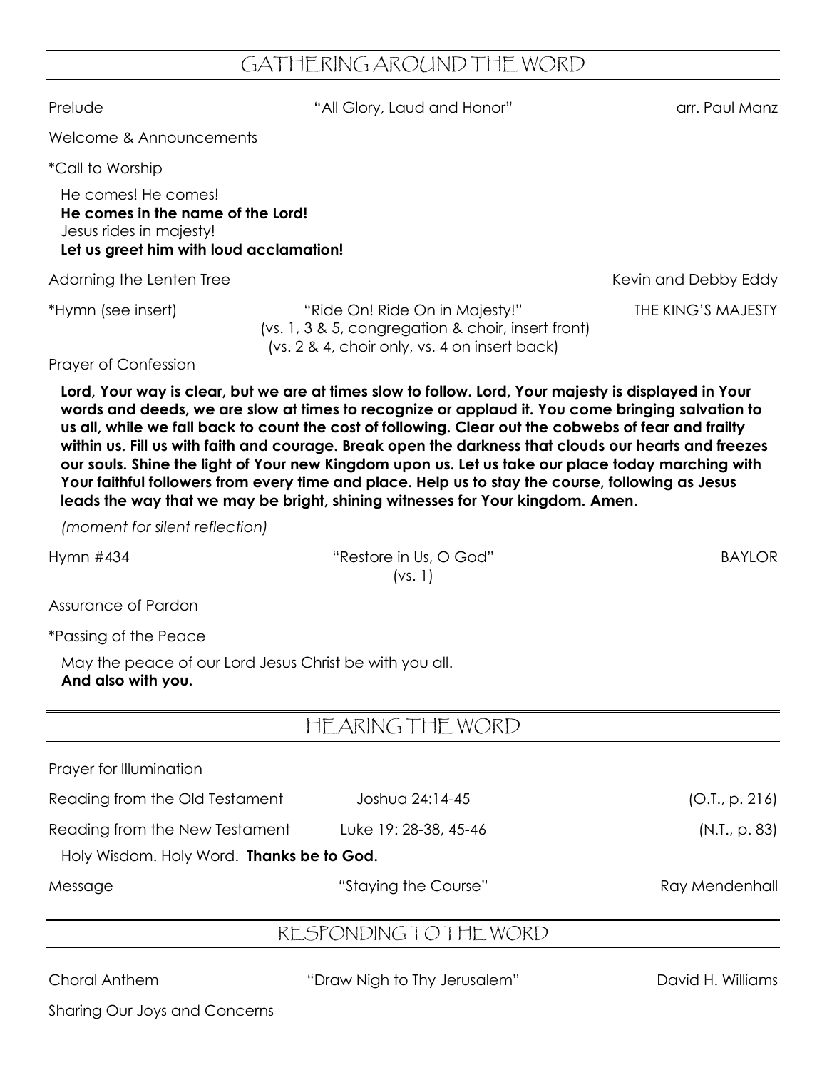## GATHERING AROUND THE WORD

Prelude "All Glory, Laud and Honor" arr. Paul Manz

Welcome & Announcements

*Call to Worship

He comes! He comes!
**He comes in the name of the Lord!**
Jesus rides in majesty!
**Let us greet him with loud acclamation!**

Adorning the Lenten Tree Kevin and Debby Eddy

*Hymn (see insert) "Ride On! Ride On in Majesty!" THE KING'S MAJESTY
(vs. 1, 3 & 5, congregation & choir, insert front)
(vs. 2 & 4, choir only, vs. 4 on insert back)

Prayer of Confession

**Lord, Your way is clear, but we are at times slow to follow. Lord, Your majesty is displayed in Your words and deeds, we are slow at times to recognize or applaud it. You come bringing salvation to us all, while we fall back to count the cost of following. Clear out the cobwebs of fear and frailty within us. Fill us with faith and courage. Break open the darkness that clouds our hearts and freezes our souls. Shine the light of Your new Kingdom upon us. Let us take our place today marching with Your faithful followers from every time and place. Help us to stay the course, following as Jesus leads the way that we may be bright, shining witnesses for Your kingdom. Amen.**

*(moment for silent reflection)*

Hymn #434 "Restore in Us, O God" BAYLOR
(vs. 1)

Assurance of Pardon

*Passing of the Peace

May the peace of our Lord Jesus Christ be with you all.
**And also with you.**

## HEARING THE WORD

Prayer for Illumination

Reading from the Old Testament Joshua 24:14-45 (O.T., p. 216)

Reading from the New Testament Luke 19: 28-38, 45-46 (N.T., p. 83)

Holy Wisdom. Holy Word. **Thanks be to God.**

Message "Staying the Course" Ray Mendenhall

## RESPONDING TO THE WORD

Choral Anthem "Draw Nigh to Thy Jerusalem" David H. Williams

Sharing Our Joys and Concerns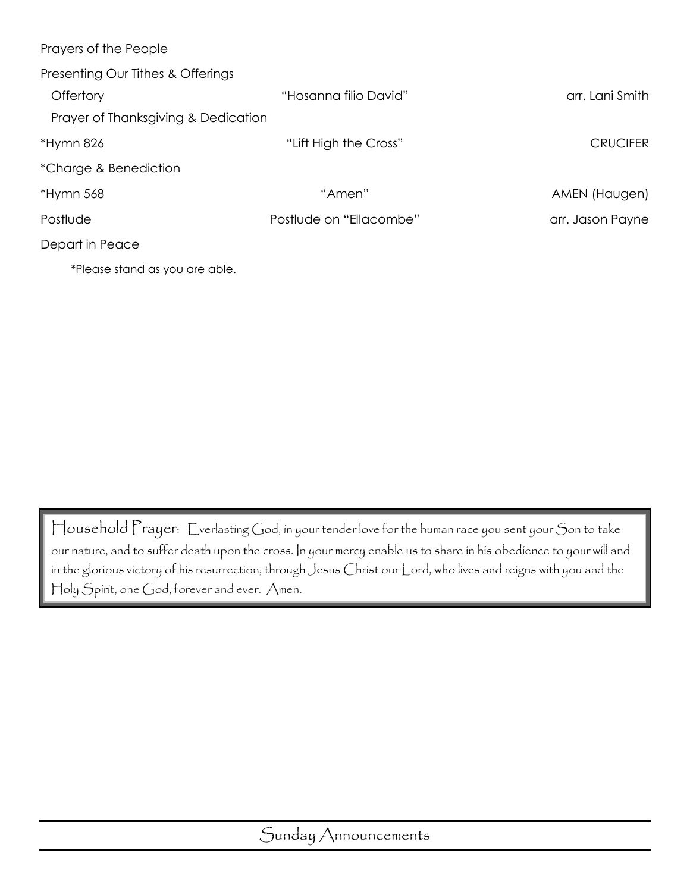Prayers of the People

Presenting Our Tithes & Offerings

| | | |
|---|---|---|
| Offertory | "Hosanna filio David" | arr. Lani Smith |
| Prayer of Thanksgiving & Dedication | | |
| *Hymn 826 | "Lift High the Cross" | CRUCIFER |
| *Charge & Benediction | | |
| *Hymn 568 | "Amen" | AMEN (Haugen) |
| Postlude | Postlude on "Ellacombe" | arr. Jason Payne |

Depart in Peace

*Please stand as you are able.

Household Prayer: Everlasting God, in your tender love for the human race you sent your Son to take our nature, and to suffer death upon the cross. In your mercy enable us to share in his obedience to your will and in the glorious victory of his resurrection; through Jesus Christ our Lord, who lives and reigns with you and the Holy Spirit, one God, forever and ever. Amen.

## Sunday Announcements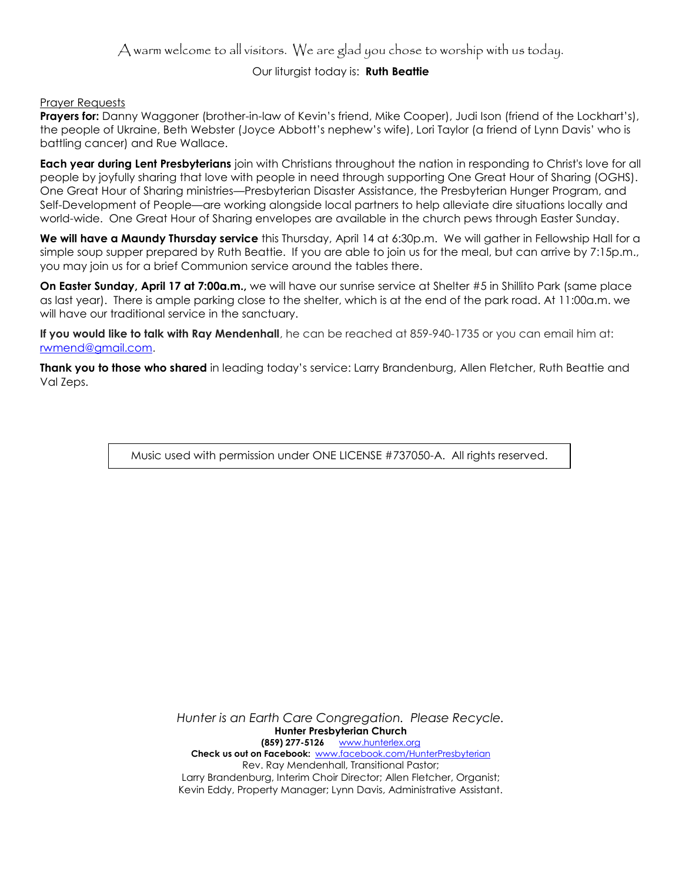A warm welcome to all visitors. We are glad you chose to worship with us today.

Our liturgist today is: **Ruth Beattie**

Prayer Requests

**Prayers for:** Danny Waggoner (brother-in-law of Kevin's friend, Mike Cooper), Judi Ison (friend of the Lockhart's), the people of Ukraine, Beth Webster (Joyce Abbott's nephew's wife), Lori Taylor (a friend of Lynn Davis' who is battling cancer) and Rue Wallace.

**Each year during Lent Presbyterians** join with Christians throughout the nation in responding to Christ's love for all people by joyfully sharing that love with people in need through supporting One Great Hour of Sharing (OGHS). One Great Hour of Sharing ministries—Presbyterian Disaster Assistance, the Presbyterian Hunger Program, and Self-Development of People—are working alongside local partners to help alleviate dire situations locally and world-wide. One Great Hour of Sharing envelopes are available in the church pews through Easter Sunday.

**We will have a Maundy Thursday service** this Thursday, April 14 at 6:30p.m. We will gather in Fellowship Hall for a simple soup supper prepared by Ruth Beattie. If you are able to join us for the meal, but can arrive by 7:15p.m., you may join us for a brief Communion service around the tables there.

**On Easter Sunday, April 17 at 7:00a.m.,** we will have our sunrise service at Shelter #5 in Shillito Park (same place as last year). There is ample parking close to the shelter, which is at the end of the park road. At 11:00a.m. we will have our traditional service in the sanctuary.

**If you would like to talk with Ray Mendenhall**, he can be reached at 859-940-1735 or you can email him at: rwmend@gmail.com.

**Thank you to those who shared** in leading today's service: Larry Brandenburg, Allen Fletcher, Ruth Beattie and Val Zeps.

Music used with permission under ONE LICENSE #737050-A. All rights reserved.

*Hunter is an Earth Care Congregation. Please Recycle.*

**Hunter Presbyterian Church**

**(859) 277-5126** www.hunterlex.org

**Check us out on Facebook:** www.facebook.com/HunterPresbyterian

Rev. Ray Mendenhall, Transitional Pastor;
Larry Brandenburg, Interim Choir Director; Allen Fletcher, Organist;
Kevin Eddy, Property Manager; Lynn Davis, Administrative Assistant.